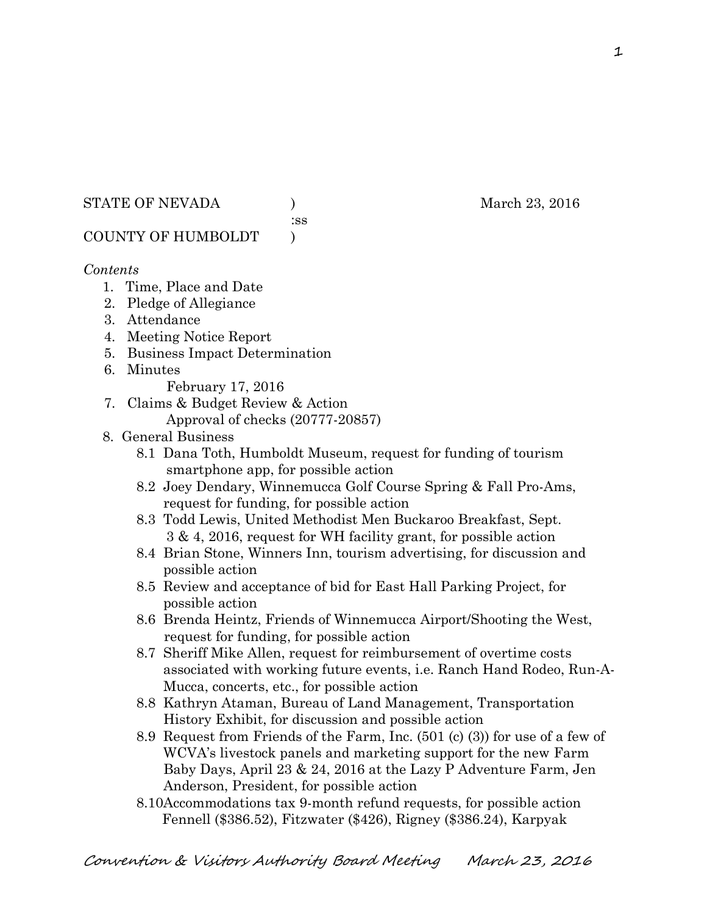STATE OF NEVADA ) March 23, 2016
:ss
COUNTY OF HUMBOLDT )

*Contents*

1. Time, Place and Date
2. Pledge of Allegiance
3. Attendance
4. Meeting Notice Report
5. Business Impact Determination
6. Minutes
   February 17, 2016
7. Claims & Budget Review & Action
   Approval of checks (20777-20857)
8. General Business
   - 8.1 Dana Toth, Humboldt Museum, request for funding of tourism smartphone app, for possible action
   - 8.2 Joey Dendary, Winnemucca Golf Course Spring & Fall Pro-Ams, request for funding, for possible action
   - 8.3 Todd Lewis, United Methodist Men Buckaroo Breakfast, Sept. 3 & 4, 2016, request for WH facility grant, for possible action
   - 8.4 Brian Stone, Winners Inn, tourism advertising, for discussion and possible action
   - 8.5 Review and acceptance of bid for East Hall Parking Project, for possible action
   - 8.6 Brenda Heintz, Friends of Winnemucca Airport/Shooting the West, request for funding, for possible action
   - 8.7 Sheriff Mike Allen, request for reimbursement of overtime costs associated with working future events, i.e. Ranch Hand Rodeo, Run-A-Mucca, concerts, etc., for possible action
   - 8.8 Kathryn Ataman, Bureau of Land Management, Transportation History Exhibit, for discussion and possible action
   - 8.9 Request from Friends of the Farm, Inc. (501 (c) (3)) for use of a few of WCVA's livestock panels and marketing support for the new Farm Baby Days, April 23 & 24, 2016 at the Lazy P Adventure Farm, Jen Anderson, President, for possible action
   - 8.10 Accommodations tax 9-month refund requests, for possible action
     Fennell ($386.52), Fitzwater ($426), Rigney ($386.24), Karpyak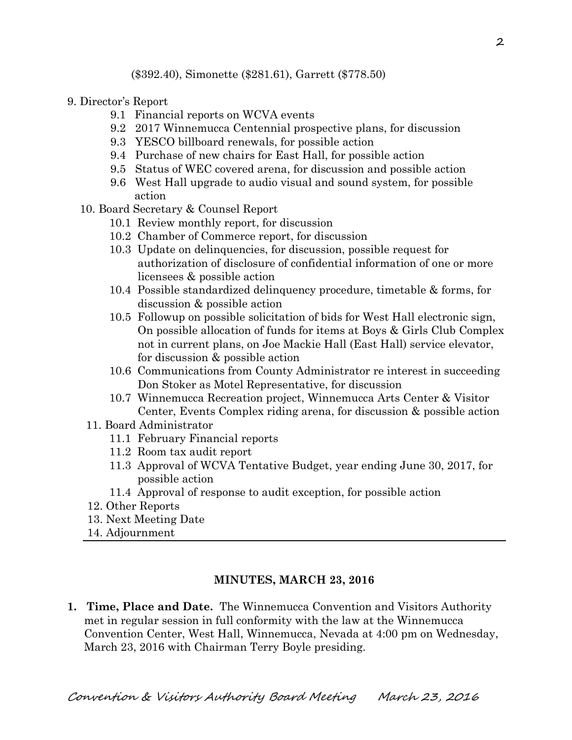($392.40), Simonette ($281.61), Garrett ($778.50)

9. Director's Report
   - 9.1 Financial reports on WCVA events
   - 9.2 2017 Winnemucca Centennial prospective plans, for discussion
   - 9.3 YESCO billboard renewals, for possible action
   - 9.4 Purchase of new chairs for East Hall, for possible action
   - 9.5 Status of WEC covered arena, for discussion and possible action
   - 9.6 West Hall upgrade to audio visual and sound system, for possible action
10. Board Secretary & Counsel Report
    - 10.1 Review monthly report, for discussion
    - 10.2 Chamber of Commerce report, for discussion
    - 10.3 Update on delinquencies, for discussion, possible request for authorization of disclosure of confidential information of one or more licensees & possible action
    - 10.4 Possible standardized delinquency procedure, timetable & forms, for discussion & possible action
    - 10.5 Followup on possible solicitation of bids for West Hall electronic sign, On possible allocation of funds for items at Boys & Girls Club Complex not in current plans, on Joe Mackie Hall (East Hall) service elevator, for discussion & possible action
    - 10.6 Communications from County Administrator re interest in succeeding Don Stoker as Motel Representative, for discussion
    - 10.7 Winnemucca Recreation project, Winnemucca Arts Center & Visitor Center, Events Complex riding arena, for discussion & possible action
11. Board Administrator
    - 11.1 February Financial reports
    - 11.2 Room tax audit report
    - 11.3 Approval of WCVA Tentative Budget, year ending June 30, 2017, for possible action
    - 11.4 Approval of response to audit exception, for possible action
12. Other Reports
13. Next Meeting Date
14. Adjournment

---

## MINUTES, MARCH 23, 2016

1. **Time, Place and Date.** The Winnemucca Convention and Visitors Authority met in regular session in full conformity with the law at the Winnemucca Convention Center, West Hall, Winnemucca, Nevada at 4:00 pm on Wednesday, March 23, 2016 with Chairman Terry Boyle presiding.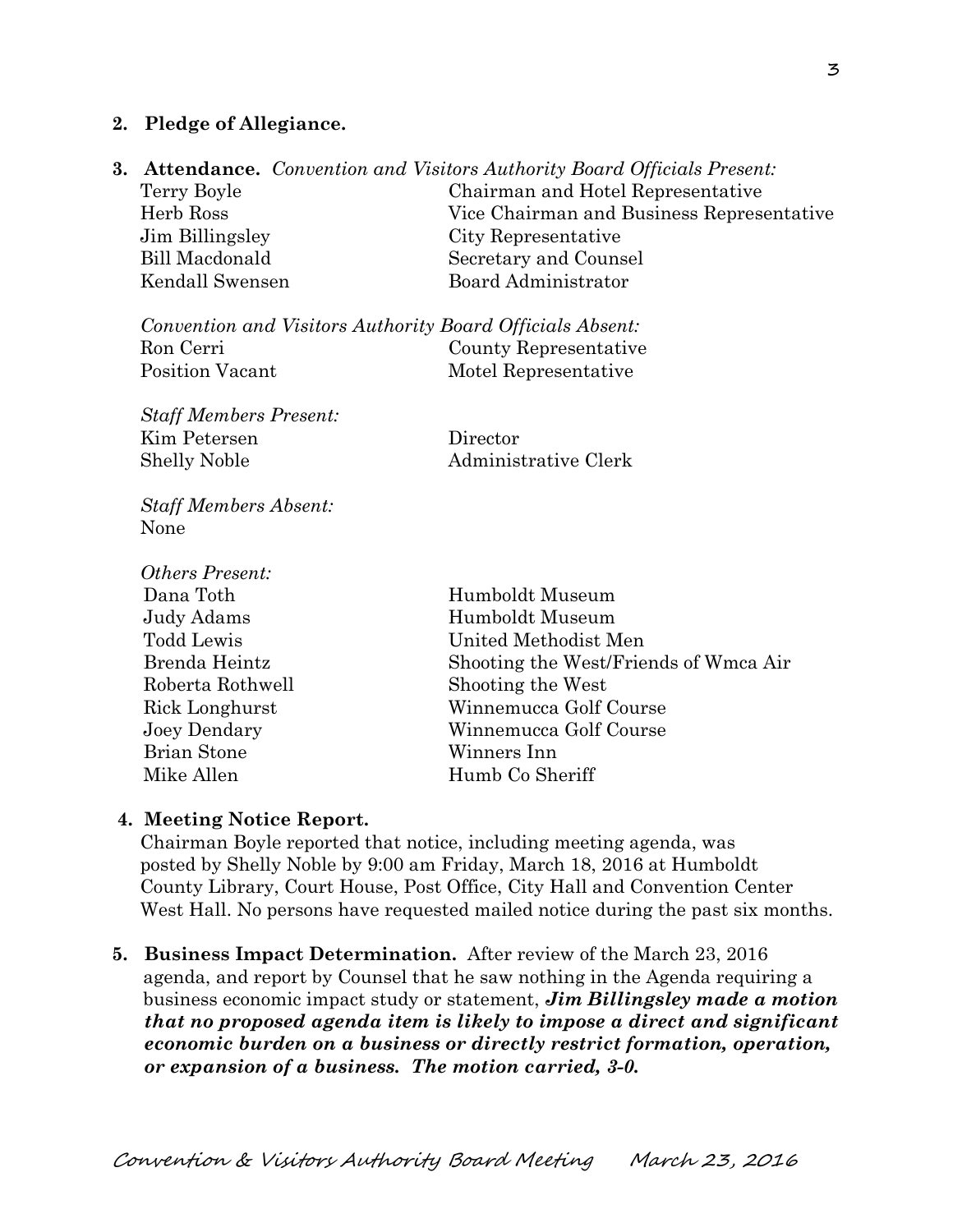**2. Pledge of Allegiance.**

**3. Attendance.** *Convention and Visitors Authority Board Officials Present:*

| | |
|---|---|
| Terry Boyle | Chairman and Hotel Representative |
| Herb Ross | Vice Chairman and Business Representative |
| Jim Billingsley | City Representative |
| Bill Macdonald | Secretary and Counsel |
| Kendall Swensen | Board Administrator |

*Convention and Visitors Authority Board Officials Absent:*

| | |
|---|---|
| Ron Cerri | County Representative |
| Position Vacant | Motel Representative |

*Staff Members Present:*

| | |
|---|---|
| Kim Petersen | Director |
| Shelly Noble | Administrative Clerk |

*Staff Members Absent:*
None

*Others Present:*

| | |
|---|---|
| Dana Toth | Humboldt Museum |
| Judy Adams | Humboldt Museum |
| Todd Lewis | United Methodist Men |
| Brenda Heintz | Shooting the West/Friends of Wmca Air |
| Roberta Rothwell | Shooting the West |
| Rick Longhurst | Winnemucca Golf Course |
| Joey Dendary | Winnemucca Golf Course |
| Brian Stone | Winners Inn |
| Mike Allen | Humb Co Sheriff |

**4. Meeting Notice Report.**
Chairman Boyle reported that notice, including meeting agenda, was posted by Shelly Noble by 9:00 am Friday, March 18, 2016 at Humboldt County Library, Court House, Post Office, City Hall and Convention Center West Hall. No persons have requested mailed notice during the past six months.

**5. Business Impact Determination.** After review of the March 23, 2016 agenda, and report by Counsel that he saw nothing in the Agenda requiring a business economic impact study or statement, ***Jim Billingsley made a motion that no proposed agenda item is likely to impose a direct and significant economic burden on a business or directly restrict formation, operation, or expansion of a business. The motion carried, 3-0.***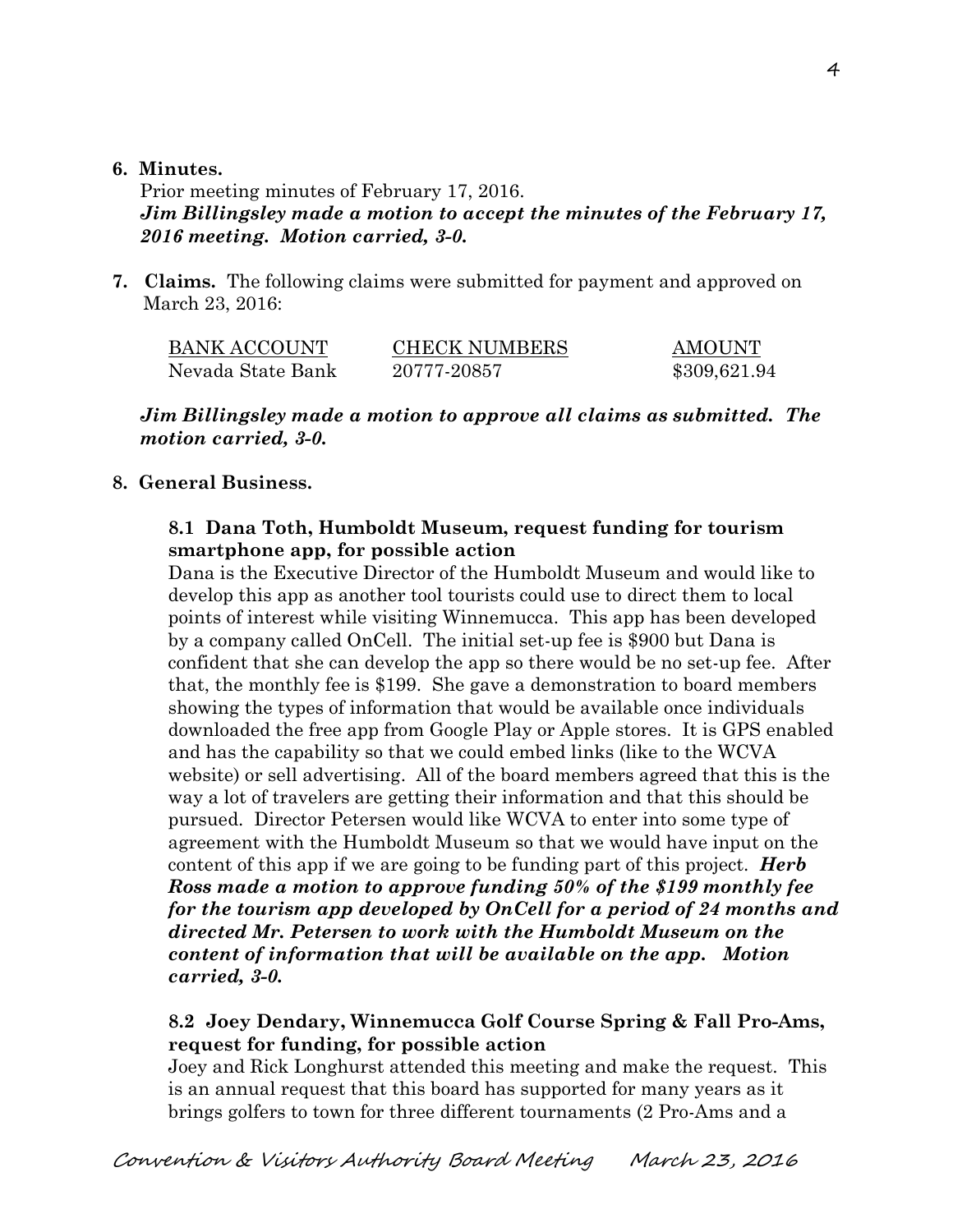**6. Minutes.**

Prior meeting minutes of February 17, 2016.

***Jim Billingsley made a motion to accept the minutes of the February 17, 2016 meeting. Motion carried, 3-0.***

**7. Claims.** The following claims were submitted for payment and approved on March 23, 2016:

| BANK ACCOUNT | CHECK NUMBERS | AMOUNT |
|---|---|---|
| Nevada State Bank | 20777-20857 | $309,621.94 |

***Jim Billingsley made a motion to approve all claims as submitted. The motion carried, 3-0.***

**8. General Business.**

**8.1 Dana Toth, Humboldt Museum, request funding for tourism smartphone app, for possible action**

Dana is the Executive Director of the Humboldt Museum and would like to develop this app as another tool tourists could use to direct them to local points of interest while visiting Winnemucca. This app has been developed by a company called OnCell. The initial set-up fee is $900 but Dana is confident that she can develop the app so there would be no set-up fee. After that, the monthly fee is $199. She gave a demonstration to board members showing the types of information that would be available once individuals downloaded the free app from Google Play or Apple stores. It is GPS enabled and has the capability so that we could embed links (like to the WCVA website) or sell advertising. All of the board members agreed that this is the way a lot of travelers are getting their information and that this should be pursued. Director Petersen would like WCVA to enter into some type of agreement with the Humboldt Museum so that we would have input on the content of this app if we are going to be funding part of this project. ***Herb Ross made a motion to approve funding 50% of the $199 monthly fee for the tourism app developed by OnCell for a period of 24 months and directed Mr. Petersen to work with the Humboldt Museum on the content of information that will be available on the app. Motion carried, 3-0.***

**8.2 Joey Dendary, Winnemucca Golf Course Spring & Fall Pro-Ams, request for funding, for possible action**

Joey and Rick Longhurst attended this meeting and make the request. This is an annual request that this board has supported for many years as it brings golfers to town for three different tournaments (2 Pro-Ams and a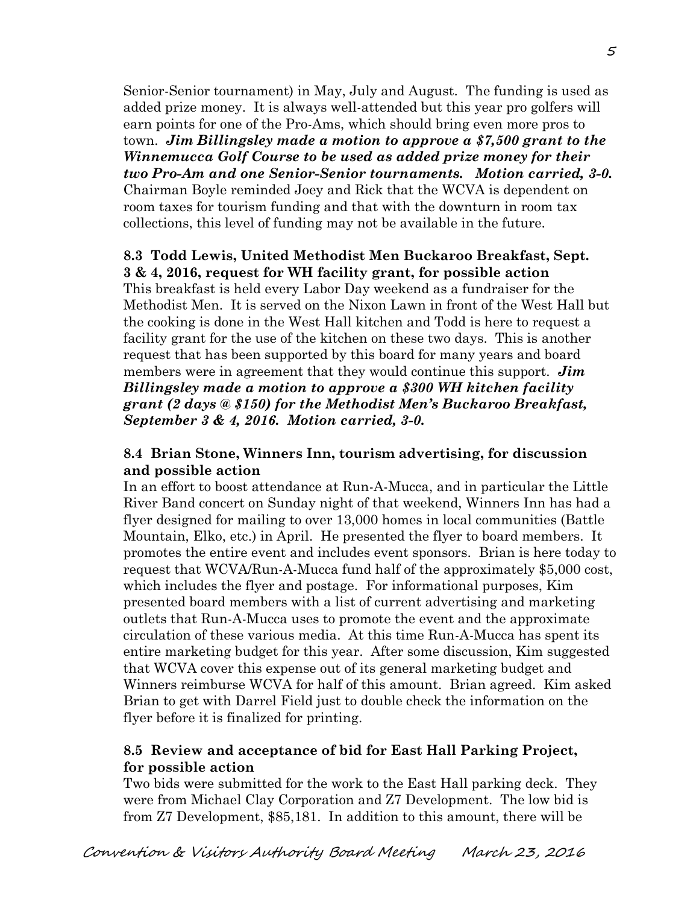Senior-Senior tournament) in May, July and August. The funding is used as added prize money. It is always well-attended but this year pro golfers will earn points for one of the Pro-Ams, which should bring even more pros to town. ***Jim Billingsley made a motion to approve a $7,500 grant to the Winnemucca Golf Course to be used as added prize money for their two Pro-Am and one Senior-Senior tournaments. Motion carried, 3-0.*** Chairman Boyle reminded Joey and Rick that the WCVA is dependent on room taxes for tourism funding and that with the downturn in room tax collections, this level of funding may not be available in the future.

**8.3 Todd Lewis, United Methodist Men Buckaroo Breakfast, Sept. 3 & 4, 2016, request for WH facility grant, for possible action**

This breakfast is held every Labor Day weekend as a fundraiser for the Methodist Men. It is served on the Nixon Lawn in front of the West Hall but the cooking is done in the West Hall kitchen and Todd is here to request a facility grant for the use of the kitchen on these two days. This is another request that has been supported by this board for many years and board members were in agreement that they would continue this support. ***Jim Billingsley made a motion to approve a $300 WH kitchen facility grant (2 days @ $150) for the Methodist Men's Buckaroo Breakfast, September 3 & 4, 2016. Motion carried, 3-0.***

**8.4 Brian Stone, Winners Inn, tourism advertising, for discussion and possible action**

In an effort to boost attendance at Run-A-Mucca, and in particular the Little River Band concert on Sunday night of that weekend, Winners Inn has had a flyer designed for mailing to over 13,000 homes in local communities (Battle Mountain, Elko, etc.) in April. He presented the flyer to board members. It promotes the entire event and includes event sponsors. Brian is here today to request that WCVA/Run-A-Mucca fund half of the approximately $5,000 cost, which includes the flyer and postage. For informational purposes, Kim presented board members with a list of current advertising and marketing outlets that Run-A-Mucca uses to promote the event and the approximate circulation of these various media. At this time Run-A-Mucca has spent its entire marketing budget for this year. After some discussion, Kim suggested that WCVA cover this expense out of its general marketing budget and Winners reimburse WCVA for half of this amount. Brian agreed. Kim asked Brian to get with Darrel Field just to double check the information on the flyer before it is finalized for printing.

**8.5 Review and acceptance of bid for East Hall Parking Project, for possible action**

Two bids were submitted for the work to the East Hall parking deck. They were from Michael Clay Corporation and Z7 Development. The low bid is from Z7 Development, $85,181. In addition to this amount, there will be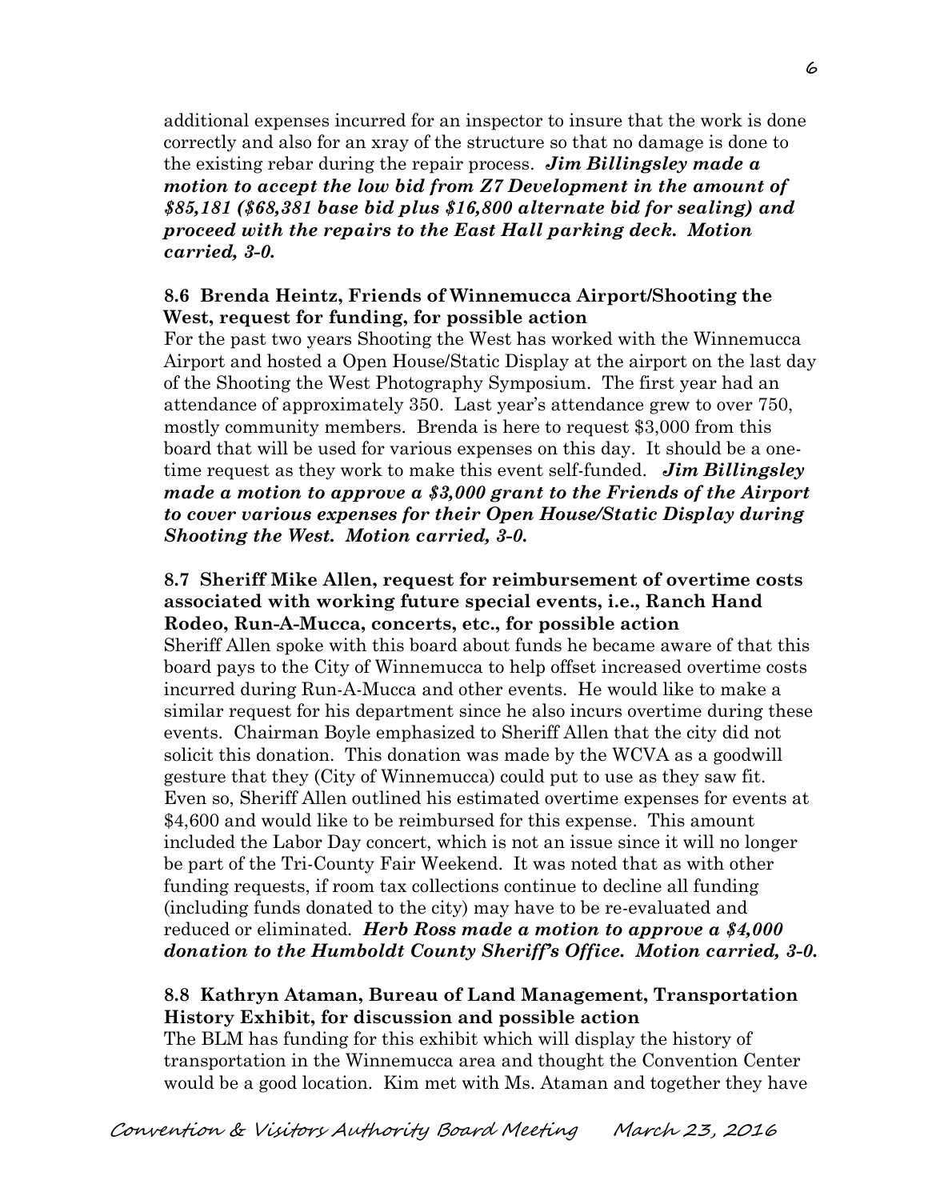additional expenses incurred for an inspector to insure that the work is done correctly and also for an xray of the structure so that no damage is done to the existing rebar during the repair process. ***Jim Billingsley made a motion to accept the low bid from Z7 Development in the amount of $85,181 ($68,381 base bid plus $16,800 alternate bid for sealing) and proceed with the repairs to the East Hall parking deck. Motion carried, 3-0.***

**8.6 Brenda Heintz, Friends of Winnemucca Airport/Shooting the West, request for funding, for possible action**

For the past two years Shooting the West has worked with the Winnemucca Airport and hosted a Open House/Static Display at the airport on the last day of the Shooting the West Photography Symposium. The first year had an attendance of approximately 350. Last year's attendance grew to over 750, mostly community members. Brenda is here to request $3,000 from this board that will be used for various expenses on this day. It should be a one-time request as they work to make this event self-funded. ***Jim Billingsley made a motion to approve a $3,000 grant to the Friends of the Airport to cover various expenses for their Open House/Static Display during Shooting the West. Motion carried, 3-0.***

**8.7 Sheriff Mike Allen, request for reimbursement of overtime costs associated with working future special events, i.e., Ranch Hand Rodeo, Run-A-Mucca, concerts, etc., for possible action**

Sheriff Allen spoke with this board about funds he became aware of that this board pays to the City of Winnemucca to help offset increased overtime costs incurred during Run-A-Mucca and other events. He would like to make a similar request for his department since he also incurs overtime during these events. Chairman Boyle emphasized to Sheriff Allen that the city did not solicit this donation. This donation was made by the WCVA as a goodwill gesture that they (City of Winnemucca) could put to use as they saw fit. Even so, Sheriff Allen outlined his estimated overtime expenses for events at $4,600 and would like to be reimbursed for this expense. This amount included the Labor Day concert, which is not an issue since it will no longer be part of the Tri-County Fair Weekend. It was noted that as with other funding requests, if room tax collections continue to decline all funding (including funds donated to the city) may have to be re-evaluated and reduced or eliminated. ***Herb Ross made a motion to approve a $4,000 donation to the Humboldt County Sheriff's Office. Motion carried, 3-0.***

**8.8 Kathryn Ataman, Bureau of Land Management, Transportation History Exhibit, for discussion and possible action**

The BLM has funding for this exhibit which will display the history of transportation in the Winnemucca area and thought the Convention Center would be a good location. Kim met with Ms. Ataman and together they have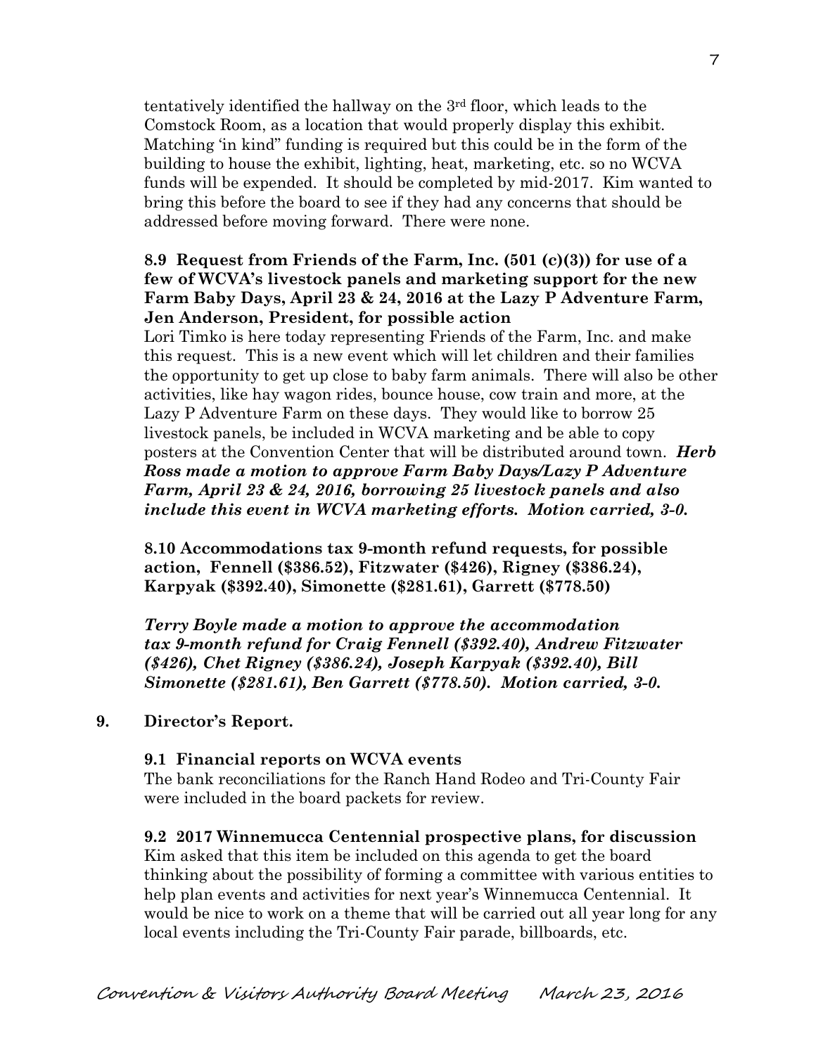tentatively identified the hallway on the 3rd floor, which leads to the Comstock Room, as a location that would properly display this exhibit. Matching 'in kind" funding is required but this could be in the form of the building to house the exhibit, lighting, heat, marketing, etc. so no WCVA funds will be expended. It should be completed by mid-2017. Kim wanted to bring this before the board to see if they had any concerns that should be addressed before moving forward. There were none.

**8.9 Request from Friends of the Farm, Inc. (501 (c)(3)) for use of a few of WCVA's livestock panels and marketing support for the new Farm Baby Days, April 23 & 24, 2016 at the Lazy P Adventure Farm, Jen Anderson, President, for possible action**

Lori Timko is here today representing Friends of the Farm, Inc. and make this request. This is a new event which will let children and their families the opportunity to get up close to baby farm animals. There will also be other activities, like hay wagon rides, bounce house, cow train and more, at the Lazy P Adventure Farm on these days. They would like to borrow 25 livestock panels, be included in WCVA marketing and be able to copy posters at the Convention Center that will be distributed around town. ***Herb Ross made a motion to approve Farm Baby Days/Lazy P Adventure Farm, April 23 & 24, 2016, borrowing 25 livestock panels and also include this event in WCVA marketing efforts. Motion carried, 3-0.***

**8.10 Accommodations tax 9-month refund requests, for possible action, Fennell ($386.52), Fitzwater ($426), Rigney ($386.24), Karpyak ($392.40), Simonette ($281.61), Garrett ($778.50)**

***Terry Boyle made a motion to approve the accommodation tax 9-month refund for Craig Fennell ($392.40), Andrew Fitzwater ($426), Chet Rigney ($386.24), Joseph Karpyak ($392.40), Bill Simonette ($281.61), Ben Garrett ($778.50). Motion carried, 3-0.***

**9. Director's Report.**

**9.1 Financial reports on WCVA events**

The bank reconciliations for the Ranch Hand Rodeo and Tri-County Fair were included in the board packets for review.

**9.2 2017 Winnemucca Centennial prospective plans, for discussion**

Kim asked that this item be included on this agenda to get the board thinking about the possibility of forming a committee with various entities to help plan events and activities for next year's Winnemucca Centennial. It would be nice to work on a theme that will be carried out all year long for any local events including the Tri-County Fair parade, billboards, etc.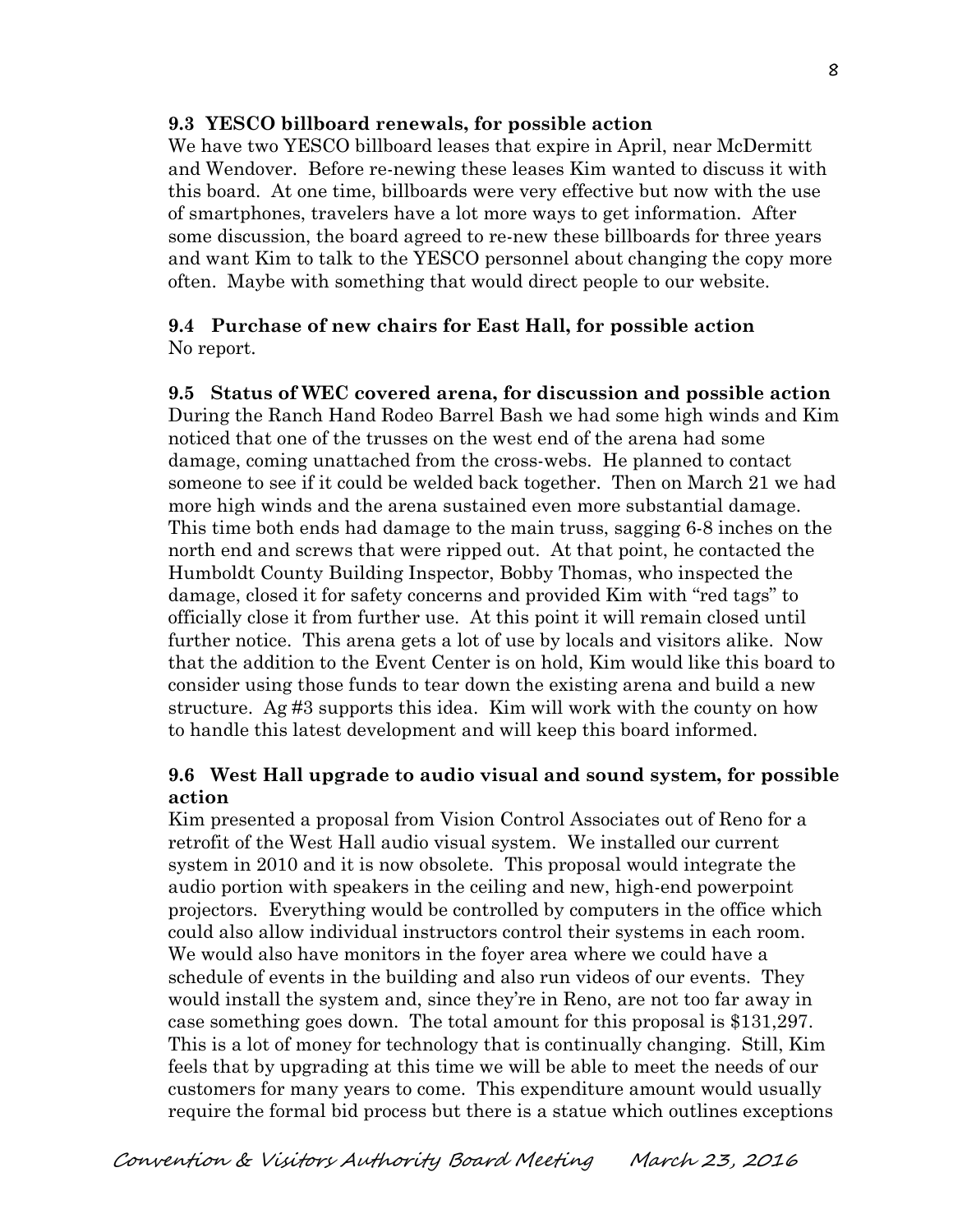**9.3 YESCO billboard renewals, for possible action**

We have two YESCO billboard leases that expire in April, near McDermitt and Wendover. Before re-newing these leases Kim wanted to discuss it with this board. At one time, billboards were very effective but now with the use of smartphones, travelers have a lot more ways to get information. After some discussion, the board agreed to re-new these billboards for three years and want Kim to talk to the YESCO personnel about changing the copy more often. Maybe with something that would direct people to our website.

**9.4 Purchase of new chairs for East Hall, for possible action**

No report.

**9.5 Status of WEC covered arena, for discussion and possible action**

During the Ranch Hand Rodeo Barrel Bash we had some high winds and Kim noticed that one of the trusses on the west end of the arena had some damage, coming unattached from the cross-webs. He planned to contact someone to see if it could be welded back together. Then on March 21 we had more high winds and the arena sustained even more substantial damage. This time both ends had damage to the main truss, sagging 6-8 inches on the north end and screws that were ripped out. At that point, he contacted the Humboldt County Building Inspector, Bobby Thomas, who inspected the damage, closed it for safety concerns and provided Kim with "red tags" to officially close it from further use. At this point it will remain closed until further notice. This arena gets a lot of use by locals and visitors alike. Now that the addition to the Event Center is on hold, Kim would like this board to consider using those funds to tear down the existing arena and build a new structure. Ag #3 supports this idea. Kim will work with the county on how to handle this latest development and will keep this board informed.

**9.6 West Hall upgrade to audio visual and sound system, for possible action**

Kim presented a proposal from Vision Control Associates out of Reno for a retrofit of the West Hall audio visual system. We installed our current system in 2010 and it is now obsolete. This proposal would integrate the audio portion with speakers in the ceiling and new, high-end powerpoint projectors. Everything would be controlled by computers in the office which could also allow individual instructors control their systems in each room. We would also have monitors in the foyer area where we could have a schedule of events in the building and also run videos of our events. They would install the system and, since they're in Reno, are not too far away in case something goes down. The total amount for this proposal is $131,297. This is a lot of money for technology that is continually changing. Still, Kim feels that by upgrading at this time we will be able to meet the needs of our customers for many years to come. This expenditure amount would usually require the formal bid process but there is a statue which outlines exceptions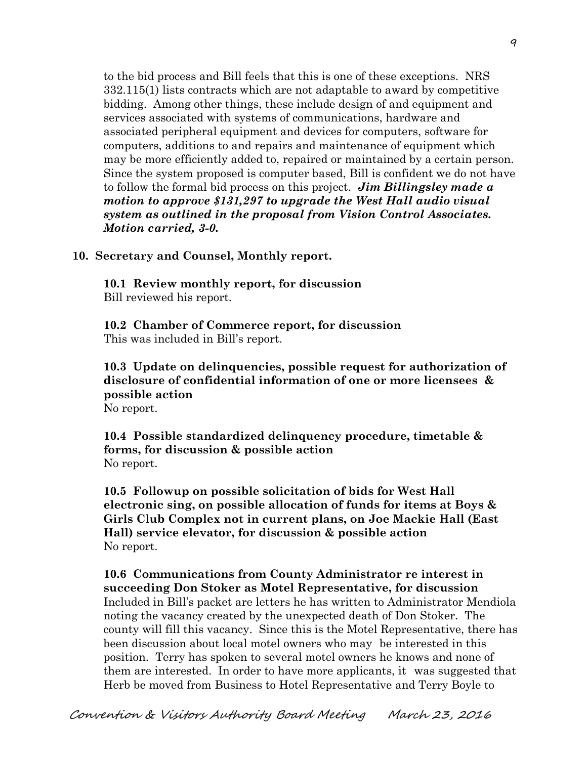to the bid process and Bill feels that this is one of these exceptions. NRS 332.115(1) lists contracts which are not adaptable to award by competitive bidding. Among other things, these include design of and equipment and services associated with systems of communications, hardware and associated peripheral equipment and devices for computers, software for computers, additions to and repairs and maintenance of equipment which may be more efficiently added to, repaired or maintained by a certain person. Since the system proposed is computer based, Bill is confident we do not have to follow the formal bid process on this project. ***Jim Billingsley made a motion to approve $131,297 to upgrade the West Hall audio visual system as outlined in the proposal from Vision Control Associates. Motion carried, 3-0.***

**10. Secretary and Counsel, Monthly report.**

**10.1 Review monthly report, for discussion**
Bill reviewed his report.

**10.2 Chamber of Commerce report, for discussion**
This was included in Bill's report.

**10.3 Update on delinquencies, possible request for authorization of disclosure of confidential information of one or more licensees & possible action**
No report.

**10.4 Possible standardized delinquency procedure, timetable & forms, for discussion & possible action**
No report.

**10.5 Followup on possible solicitation of bids for West Hall electronic sing, on possible allocation of funds for items at Boys & Girls Club Complex not in current plans, on Joe Mackie Hall (East Hall) service elevator, for discussion & possible action**
No report.

**10.6 Communications from County Administrator re interest in succeeding Don Stoker as Motel Representative, for discussion**
Included in Bill's packet are letters he has written to Administrator Mendiola noting the vacancy created by the unexpected death of Don Stoker. The county will fill this vacancy. Since this is the Motel Representative, there has been discussion about local motel owners who may be interested in this position. Terry has spoken to several motel owners he knows and none of them are interested. In order to have more applicants, it was suggested that Herb be moved from Business to Hotel Representative and Terry Boyle to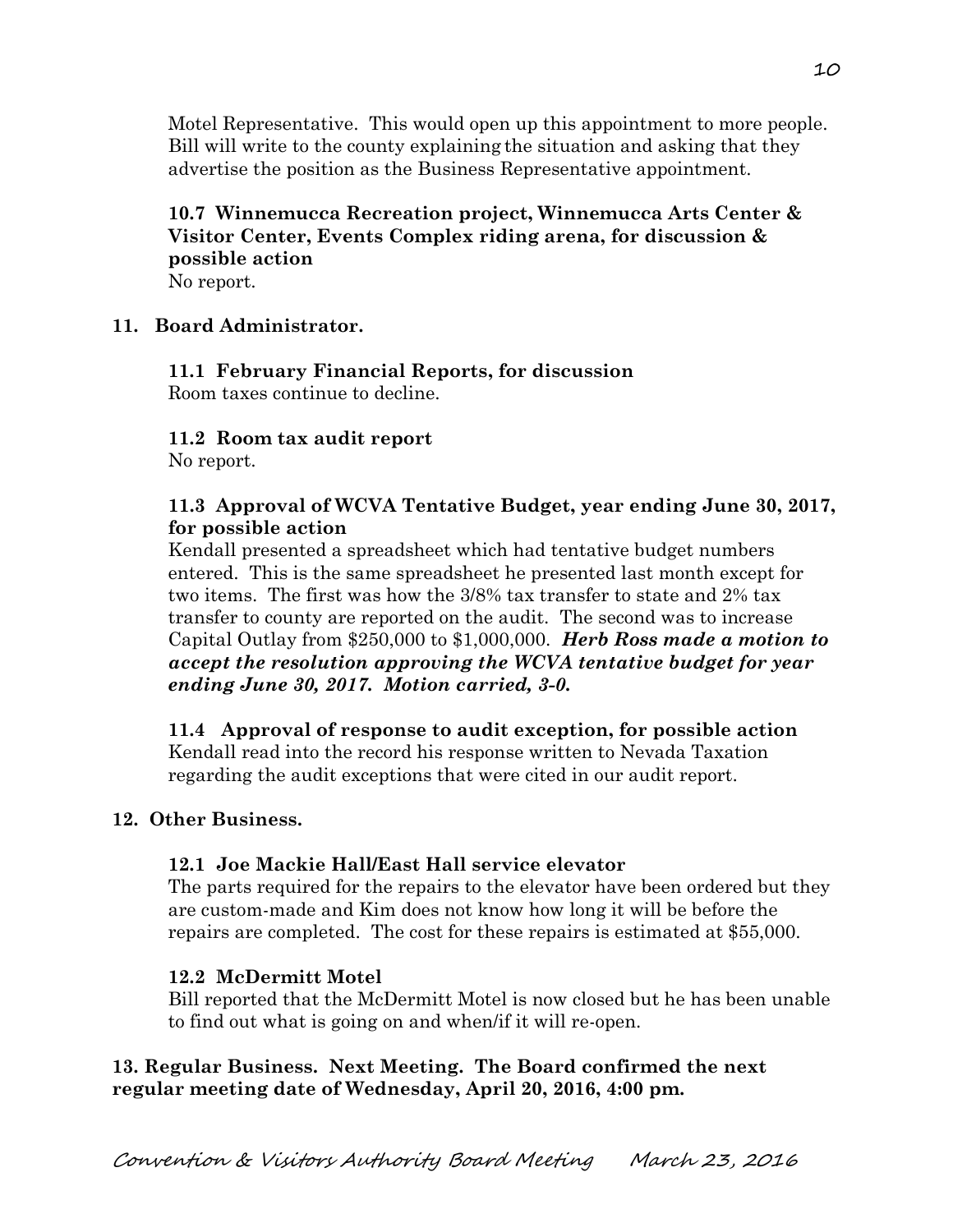Motel Representative. This would open up this appointment to more people. Bill will write to the county explaining the situation and asking that they advertise the position as the Business Representative appointment.

**10.7 Winnemucca Recreation project, Winnemucca Arts Center & Visitor Center, Events Complex riding arena, for discussion & possible action**

No report.

**11. Board Administrator.**

**11.1 February Financial Reports, for discussion**

Room taxes continue to decline.

**11.2 Room tax audit report**

No report.

**11.3 Approval of WCVA Tentative Budget, year ending June 30, 2017, for possible action**

Kendall presented a spreadsheet which had tentative budget numbers entered. This is the same spreadsheet he presented last month except for two items. The first was how the 3/8% tax transfer to state and 2% tax transfer to county are reported on the audit. The second was to increase Capital Outlay from $250,000 to $1,000,000. ***Herb Ross made a motion to accept the resolution approving the WCVA tentative budget for year ending June 30, 2017. Motion carried, 3-0.***

**11.4 Approval of response to audit exception, for possible action**

Kendall read into the record his response written to Nevada Taxation regarding the audit exceptions that were cited in our audit report.

**12. Other Business.**

**12.1 Joe Mackie Hall/East Hall service elevator**

The parts required for the repairs to the elevator have been ordered but they are custom-made and Kim does not know how long it will be before the repairs are completed. The cost for these repairs is estimated at $55,000.

**12.2 McDermitt Motel**

Bill reported that the McDermitt Motel is now closed but he has been unable to find out what is going on and when/if it will re-open.

**13. Regular Business. Next Meeting. The Board confirmed the next regular meeting date of Wednesday, April 20, 2016, 4:00 pm.**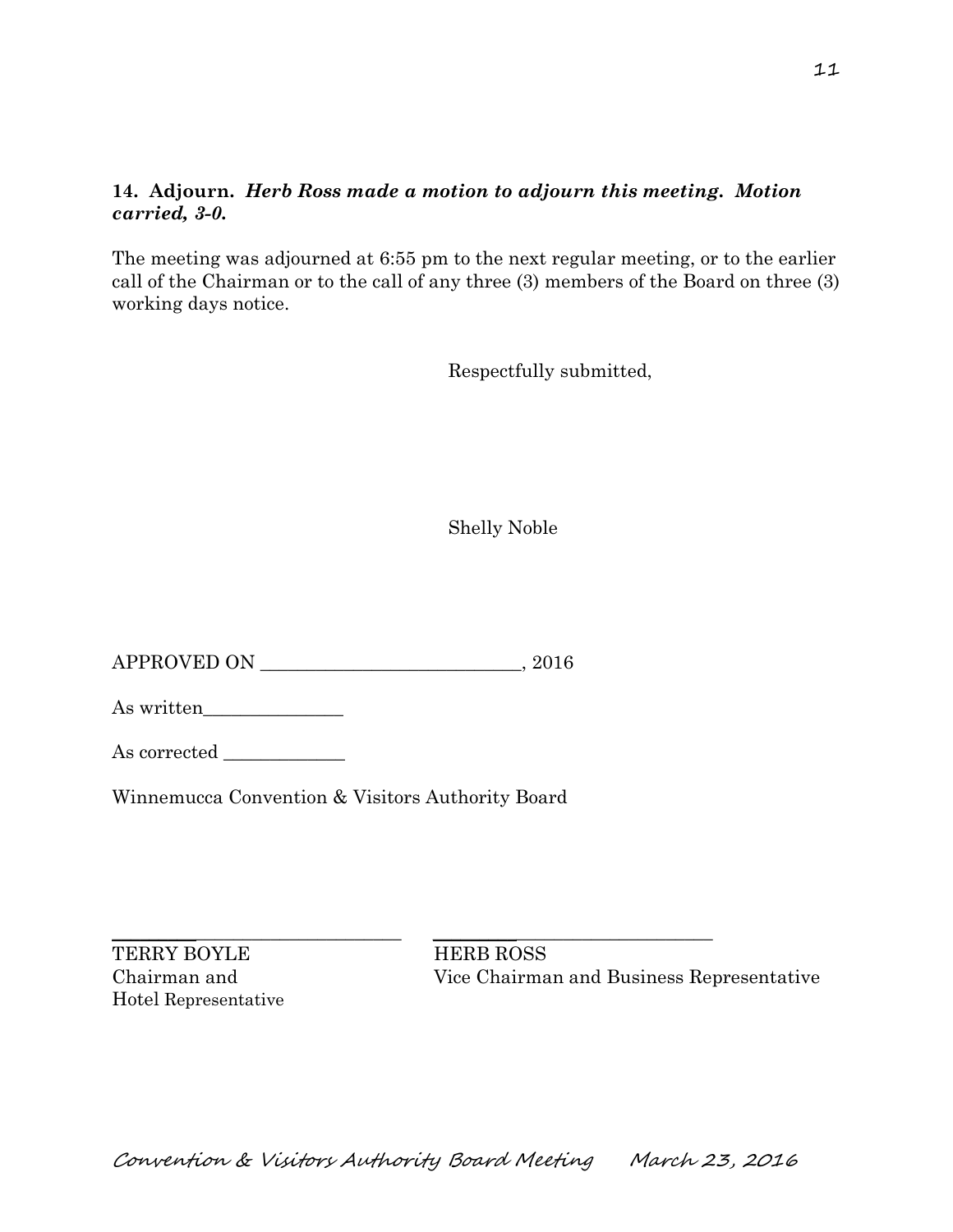**14. Adjourn.** ***Herb Ross made a motion to adjourn this meeting. Motion carried, 3-0.***

The meeting was adjourned at 6:55 pm to the next regular meeting, or to the earlier call of the Chairman or to the call of any three (3) members of the Board on three (3) working days notice.

Respectfully submitted,

Shelly Noble

APPROVED ON ____________________________, 2016

As written_______________

As corrected _____________

Winnemucca Convention & Visitors Authority Board

_____________________________ _____________________________

TERRY BOYLE
Chairman and
Hotel Representative

HERB ROSS
Vice Chairman and Business Representative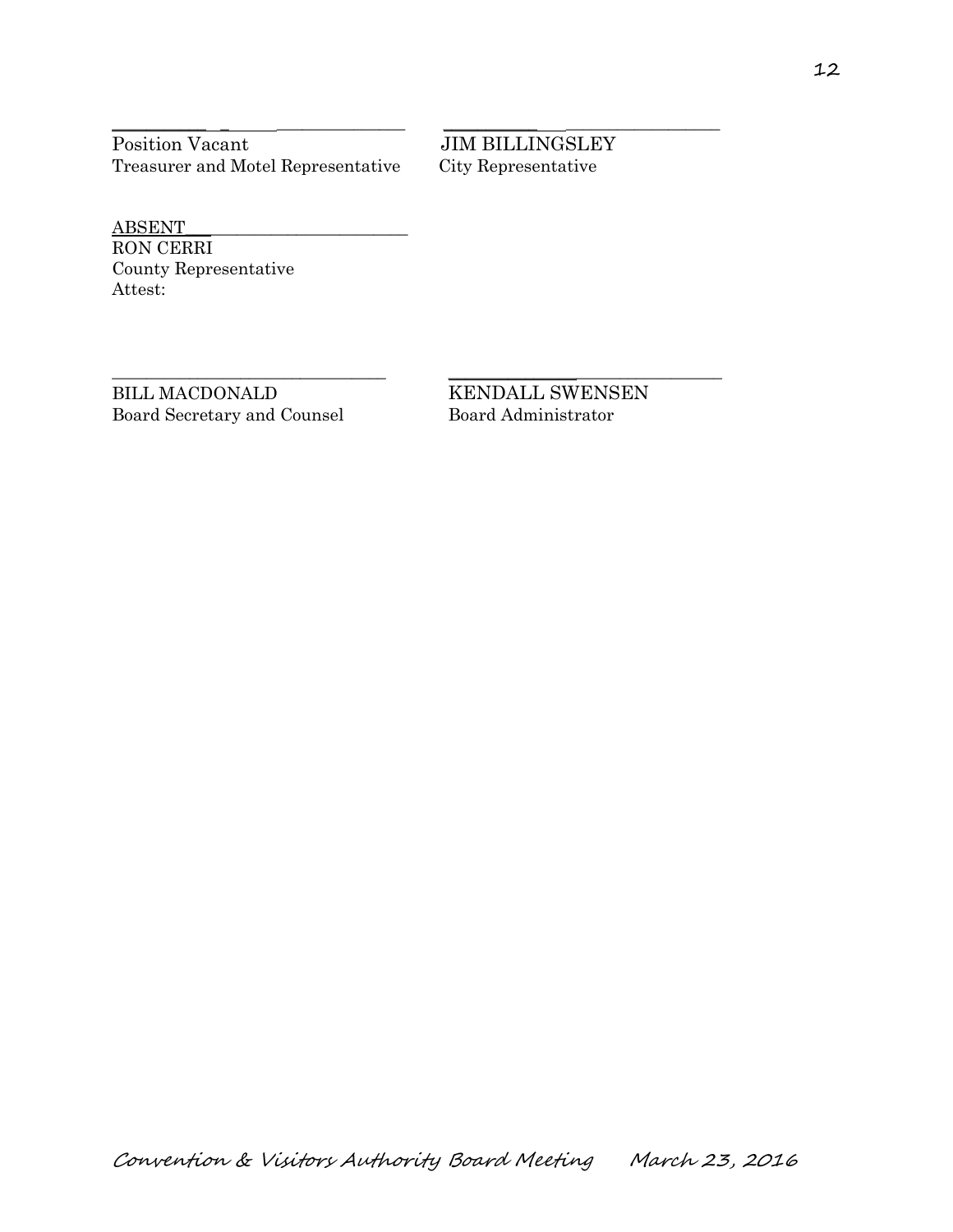\_\_\_\_\_\_\_\_\_\_\_\_\_\_\_\_\_\_\_\_\_\_\_\_\_\_\_\_\_\_\_\_\_\_\_\_
Position Vacant
Treasurer and Motel Representative

\_\_\_\_\_\_\_\_\_\_\_\_\_\_\_\_\_\_\_\_\_\_\_\_\_\_\_\_\_\_\_\_\_\_\_\_
JIM BILLINGSLEY
City Representative

ABSENT\_\_\_\_\_\_\_\_\_\_\_\_\_\_\_\_\_\_\_\_\_\_\_\_\_\_\_\_
RON CERRI
County Representative
Attest:

\_\_\_\_\_\_\_\_\_\_\_\_\_\_\_\_\_\_\_\_\_\_\_\_\_\_\_\_\_\_\_\_\_\_\_\_
BILL MACDONALD
Board Secretary and Counsel

\_\_\_\_\_\_\_\_\_\_\_\_\_\_\_\_\_\_\_\_\_\_\_\_\_\_\_\_\_\_\_\_\_\_\_\_
KENDALL SWENSEN
Board Administrator